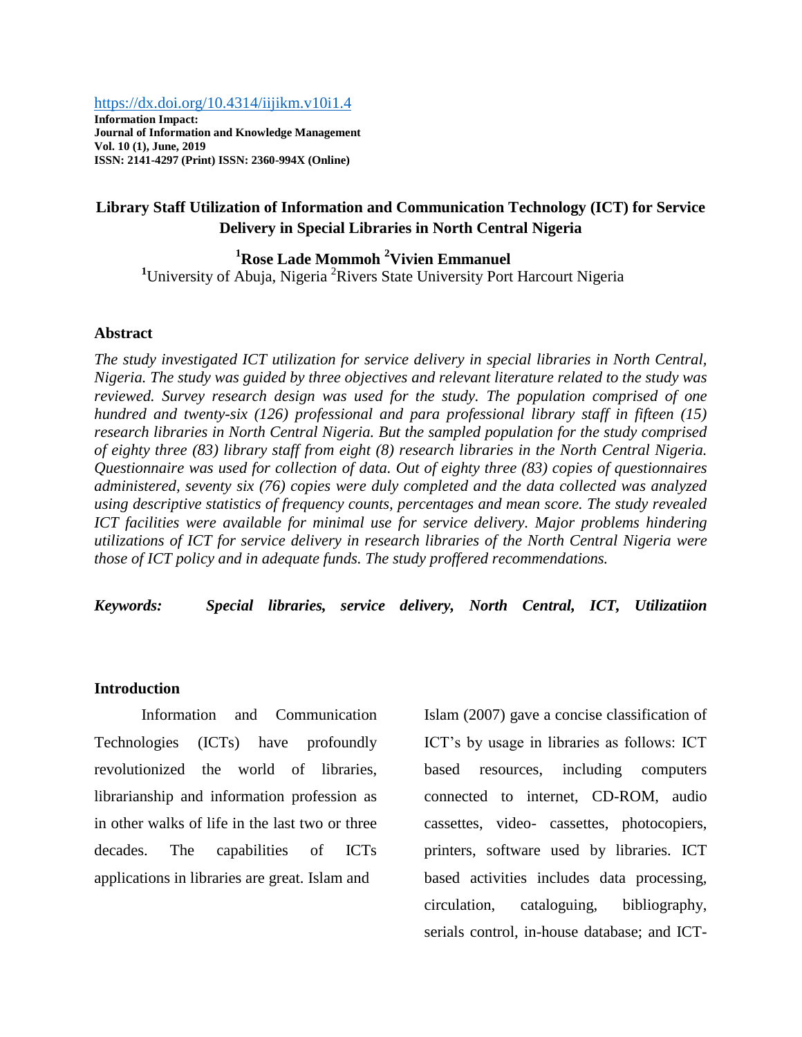https://dx.doi.org/10.4314/iijikm.v10i1.4

**Information Impact:**
**Journal of Information and Knowledge Management**
**Vol. 10 (1), June, 2019**
**ISSN: 2141-4297 (Print) ISSN: 2360-994X (Online)**

# Library Staff Utilization of Information and Communication Technology (ICT) for Service Delivery in Special Libraries in North Central Nigeria

**[1]Rose Lade Mommoh [2]Vivien Emmanuel**

[1]University of Abuja, Nigeria [2]Rivers State University Port Harcourt Nigeria

## Abstract

*The study investigated ICT utilization for service delivery in special libraries in North Central, Nigeria. The study was guided by three objectives and relevant literature related to the study was reviewed. Survey research design was used for the study. The population comprised of one hundred and twenty-six (126) professional and para professional library staff in fifteen (15) research libraries in North Central Nigeria. But the sampled population for the study comprised of eighty three (83) library staff from eight (8) research libraries in the North Central Nigeria. Questionnaire was used for collection of data. Out of eighty three (83) copies of questionnaires administered, seventy six (76) copies were duly completed and the data collected was analyzed using descriptive statistics of frequency counts, percentages and mean score. The study revealed ICT facilities were available for minimal use for service delivery. Major problems hindering utilizations of ICT for service delivery in research libraries of the North Central Nigeria were those of ICT policy and in adequate funds. The study proffered recommendations.*

***Keywords:*** ***Special libraries, service delivery, North Central, ICT, Utilizatiion***

## Introduction

Information and Communication Technologies (ICTs) have profoundly revolutionized the world of libraries, librarianship and information profession as in other walks of life in the last two or three decades. The capabilities of ICTs applications in libraries are great. Islam and Islam (2007) gave a concise classification of ICT's by usage in libraries as follows: ICT based resources, including computers connected to internet, CD-ROM, audio cassettes, video- cassettes, photocopiers, printers, software used by libraries. ICT based activities includes data processing, circulation, cataloguing, bibliography, serials control, in-house database; and ICT-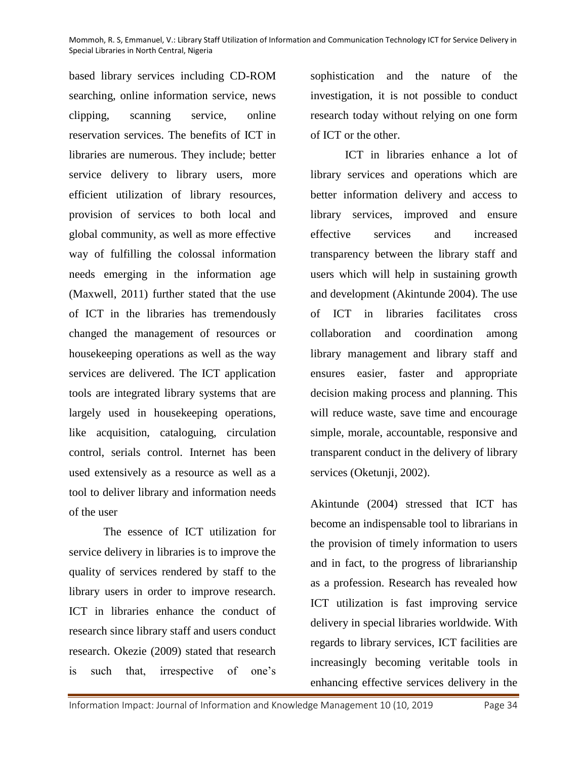based library services including CD-ROM searching, online information service, news clipping, scanning service, online reservation services. The benefits of ICT in libraries are numerous. They include; better service delivery to library users, more efficient utilization of library resources, provision of services to both local and global community, as well as more effective way of fulfilling the colossal information needs emerging in the information age (Maxwell, 2011) further stated that the use of ICT in the libraries has tremendously changed the management of resources or housekeeping operations as well as the way services are delivered. The ICT application tools are integrated library systems that are largely used in housekeeping operations, like acquisition, cataloguing, circulation control, serials control. Internet has been used extensively as a resource as well as a tool to deliver library and information needs of the user

The essence of ICT utilization for service delivery in libraries is to improve the quality of services rendered by staff to the library users in order to improve research. ICT in libraries enhance the conduct of research since library staff and users conduct research. Okezie (2009) stated that research is such that, irrespective of one's sophistication and the nature of the investigation, it is not possible to conduct research today without relying on one form of ICT or the other.

ICT in libraries enhance a lot of library services and operations which are better information delivery and access to library services, improved and ensure effective services and increased transparency between the library staff and users which will help in sustaining growth and development (Akintunde 2004). The use of ICT in libraries facilitates cross collaboration and coordination among library management and library staff and ensures easier, faster and appropriate decision making process and planning. This will reduce waste, save time and encourage simple, morale, accountable, responsive and transparent conduct in the delivery of library services (Oketunji, 2002).

Akintunde (2004) stressed that ICT has become an indispensable tool to librarians in the provision of timely information to users and in fact, to the progress of librarianship as a profession. Research has revealed how ICT utilization is fast improving service delivery in special libraries worldwide. With regards to library services, ICT facilities are increasingly becoming veritable tools in enhancing effective services delivery in the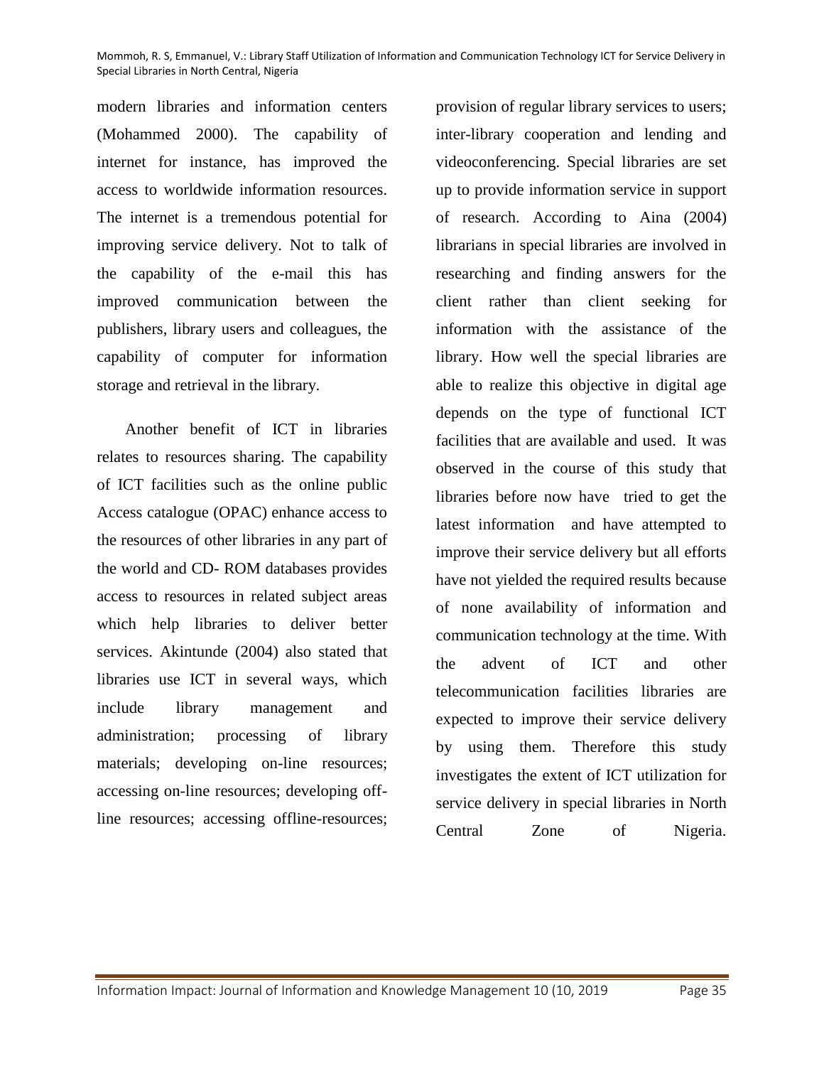modern libraries and information centers (Mohammed 2000). The capability of internet for instance, has improved the access to worldwide information resources. The internet is a tremendous potential for improving service delivery. Not to talk of the capability of the e-mail this has improved communication between the publishers, library users and colleagues, the capability of computer for information storage and retrieval in the library.

Another benefit of ICT in libraries relates to resources sharing. The capability of ICT facilities such as the online public Access catalogue (OPAC) enhance access to the resources of other libraries in any part of the world and CD- ROM databases provides access to resources in related subject areas which help libraries to deliver better services. Akintunde (2004) also stated that libraries use ICT in several ways, which include library management and administration; processing of library materials; developing on-line resources; accessing on-line resources; developing off-line resources; accessing offline-resources; provision of regular library services to users; inter-library cooperation and lending and videoconferencing. Special libraries are set up to provide information service in support of research. According to Aina (2004) librarians in special libraries are involved in researching and finding answers for the client rather than client seeking for information with the assistance of the library. How well the special libraries are able to realize this objective in digital age depends on the type of functional ICT facilities that are available and used. It was observed in the course of this study that libraries before now have tried to get the latest information and have attempted to improve their service delivery but all efforts have not yielded the required results because of none availability of information and communication technology at the time. With the advent of ICT and other telecommunication facilities libraries are expected to improve their service delivery by using them. Therefore this study investigates the extent of ICT utilization for service delivery in special libraries in North Central Zone of Nigeria.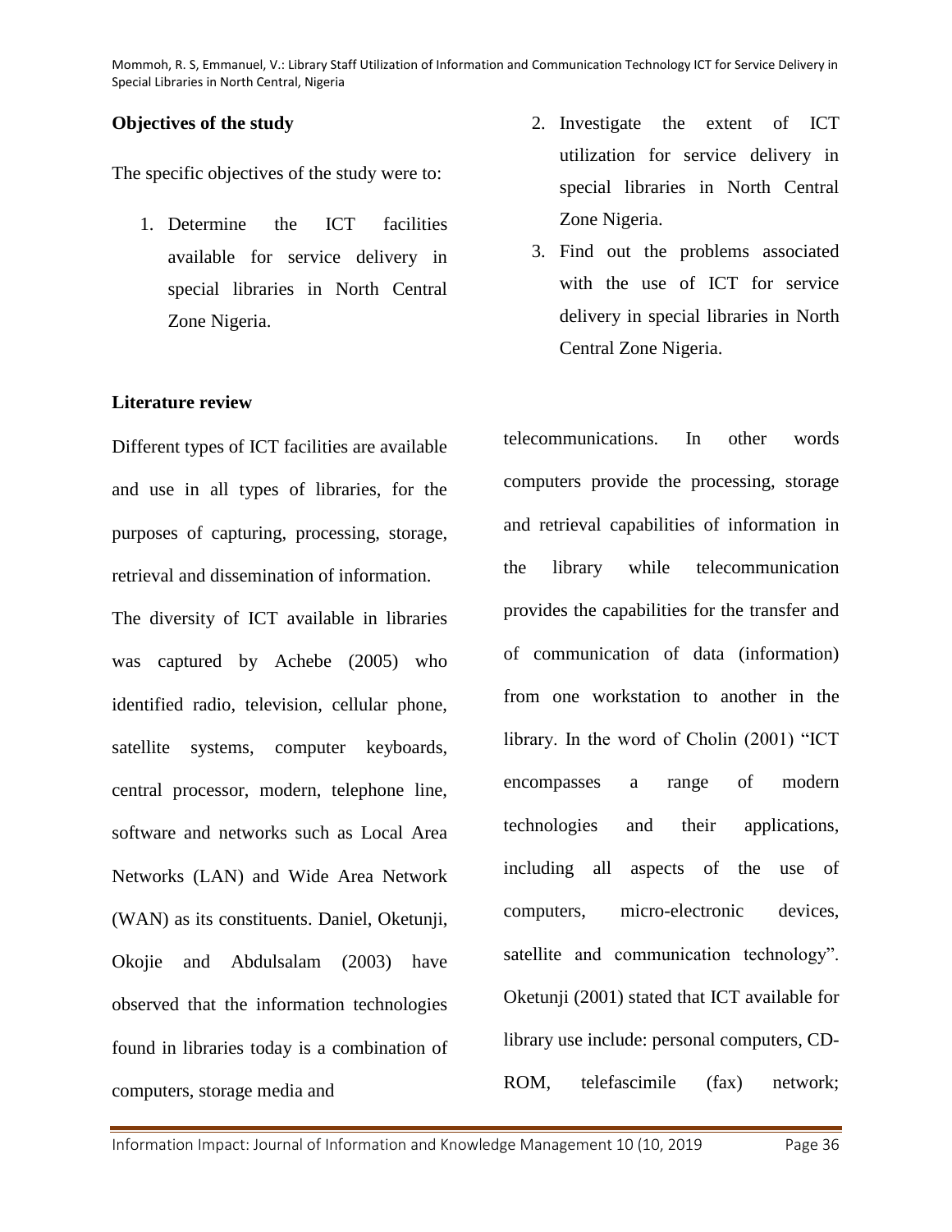**Objectives of the study**

The specific objectives of the study were to:

1. Determine the ICT facilities available for service delivery in special libraries in North Central Zone Nigeria.
2. Investigate the extent of ICT utilization for service delivery in special libraries in North Central Zone Nigeria.
3. Find out the problems associated with the use of ICT for service delivery in special libraries in North Central Zone Nigeria.

**Literature review**

Different types of ICT facilities are available and use in all types of libraries, for the purposes of capturing, processing, storage, retrieval and dissemination of information. The diversity of ICT available in libraries was captured by Achebe (2005) who identified radio, television, cellular phone, satellite systems, computer keyboards, central processor, modern, telephone line, software and networks such as Local Area Networks (LAN) and Wide Area Network (WAN) as its constituents. Daniel, Oketunji, Okojie and Abdulsalam (2003) have observed that the information technologies found in libraries today is a combination of computers, storage media and telecommunications. In other words computers provide the processing, storage and retrieval capabilities of information in the library while telecommunication provides the capabilities for the transfer and of communication of data (information) from one workstation to another in the library. In the word of Cholin (2001) "ICT encompasses a range of modern technologies and their applications, including all aspects of the use of computers, micro-electronic devices, satellite and communication technology". Oketunji (2001) stated that ICT available for library use include: personal computers, CD-ROM, telefascimile (fax) network;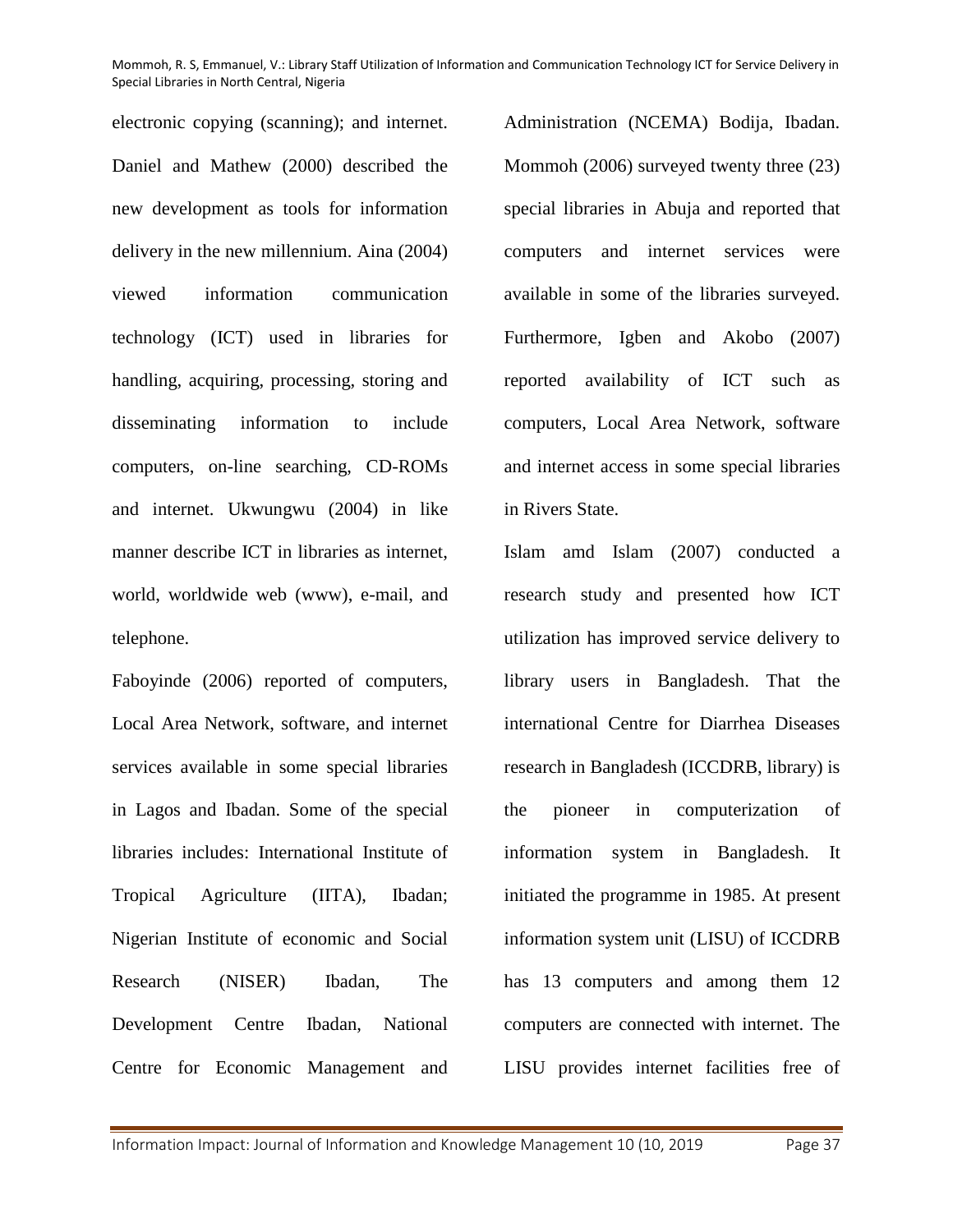electronic copying (scanning); and internet. Daniel and Mathew (2000) described the new development as tools for information delivery in the new millennium. Aina (2004) viewed information communication technology (ICT) used in libraries for handling, acquiring, processing, storing and disseminating information to include computers, on-line searching, CD-ROMs and internet. Ukwungwu (2004) in like manner describe ICT in libraries as internet, world, worldwide web (www), e-mail, and telephone.

Faboyinde (2006) reported of computers, Local Area Network, software, and internet services available in some special libraries in Lagos and Ibadan. Some of the special libraries includes: International Institute of Tropical Agriculture (IITA), Ibadan; Nigerian Institute of economic and Social Research (NISER) Ibadan, The Development Centre Ibadan, National Centre for Economic Management and Administration (NCEMA) Bodija, Ibadan. Mommoh (2006) surveyed twenty three (23) special libraries in Abuja and reported that computers and internet services were available in some of the libraries surveyed. Furthermore, Igben and Akobo (2007) reported availability of ICT such as computers, Local Area Network, software and internet access in some special libraries in Rivers State.

Islam amd Islam (2007) conducted a research study and presented how ICT utilization has improved service delivery to library users in Bangladesh. That the international Centre for Diarrhea Diseases research in Bangladesh (ICCDRB, library) is the pioneer in computerization of information system in Bangladesh. It initiated the programme in 1985. At present information system unit (LISU) of ICCDRB has 13 computers and among them 12 computers are connected with internet. The LISU provides internet facilities free of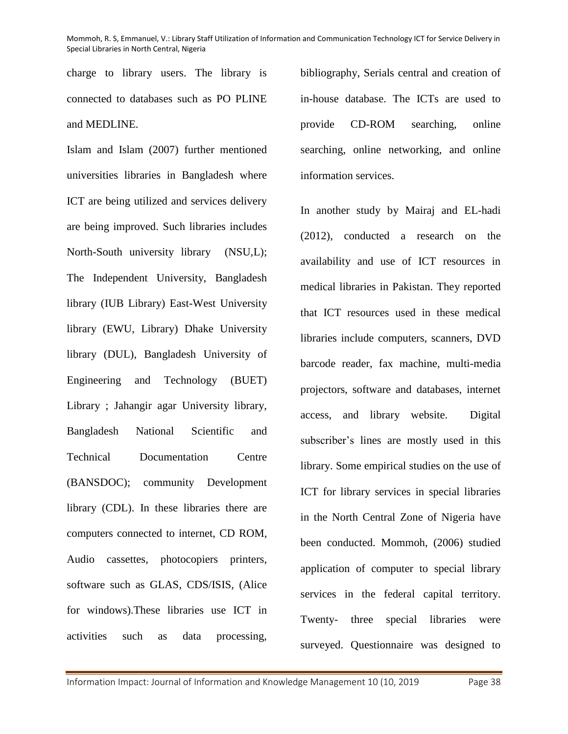charge to library users. The library is connected to databases such as PO PLINE and MEDLINE.

Islam and Islam (2007) further mentioned universities libraries in Bangladesh where ICT are being utilized and services delivery are being improved. Such libraries includes North-South university library (NSU,L); The Independent University, Bangladesh library (IUB Library) East-West University library (EWU, Library) Dhake University library (DUL), Bangladesh University of Engineering and Technology (BUET) Library ; Jahangir agar University library, Bangladesh National Scientific and Technical Documentation Centre (BANSDOC); community Development library (CDL). In these libraries there are computers connected to internet, CD ROM, Audio cassettes, photocopiers printers, software such as GLAS, CDS/ISIS, (Alice for windows).These libraries use ICT in activities such as data processing, bibliography, Serials central and creation of in-house database. The ICTs are used to provide CD-ROM searching, online searching, online networking, and online information services.

In another study by Mairaj and EL-hadi (2012), conducted a research on the availability and use of ICT resources in medical libraries in Pakistan. They reported that ICT resources used in these medical libraries include computers, scanners, DVD barcode reader, fax machine, multi-media projectors, software and databases, internet access, and library website. Digital subscriber's lines are mostly used in this library. Some empirical studies on the use of ICT for library services in special libraries in the North Central Zone of Nigeria have been conducted. Mommoh, (2006) studied application of computer to special library services in the federal capital territory. Twenty- three special libraries were surveyed. Questionnaire was designed to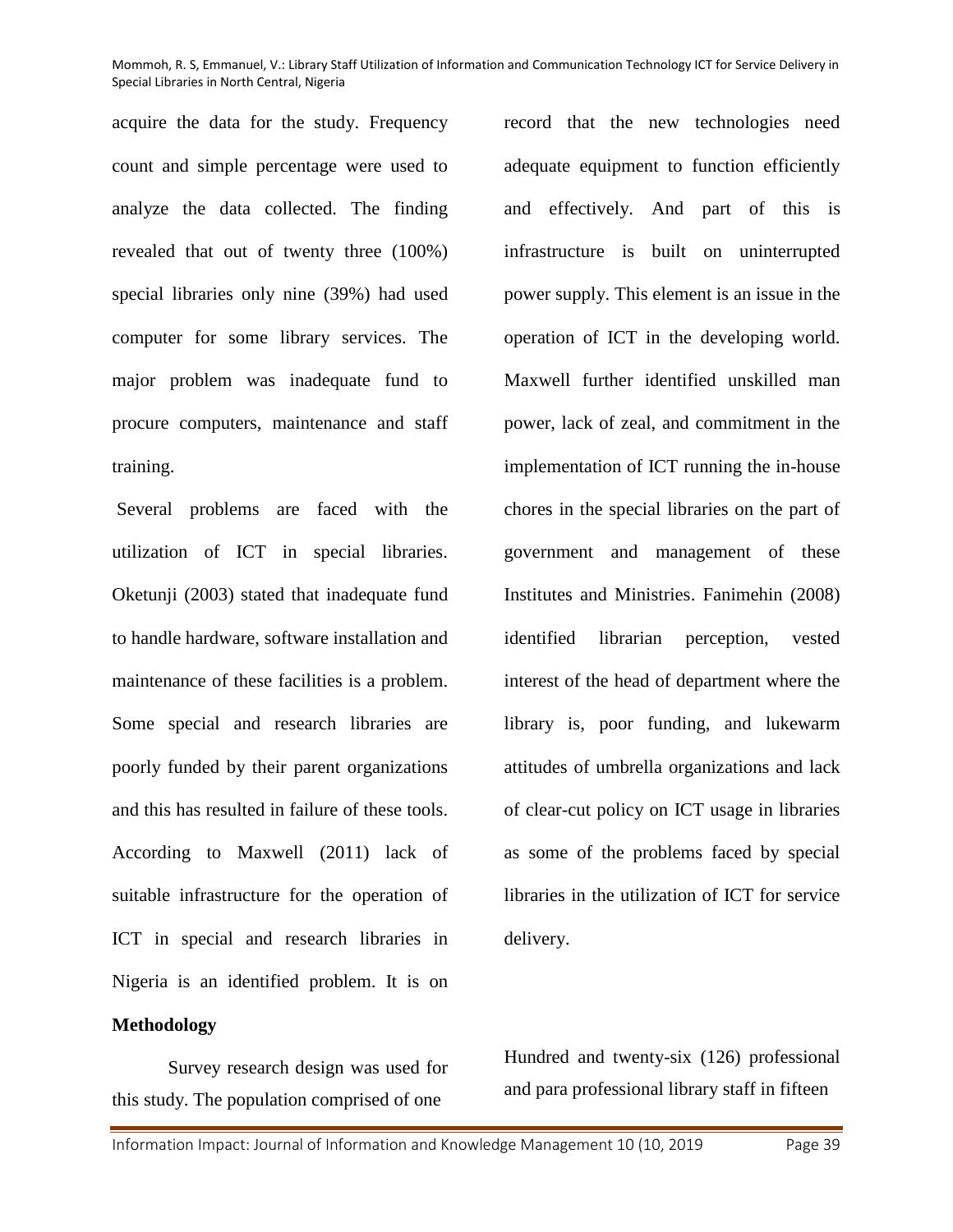acquire the data for the study. Frequency count and simple percentage were used to analyze the data collected. The finding revealed that out of twenty three (100%) special libraries only nine (39%) had used computer for some library services. The major problem was inadequate fund to procure computers, maintenance and staff training.

Several problems are faced with the utilization of ICT in special libraries. Oketunji (2003) stated that inadequate fund to handle hardware, software installation and maintenance of these facilities is a problem. Some special and research libraries are poorly funded by their parent organizations and this has resulted in failure of these tools. According to Maxwell (2011) lack of suitable infrastructure for the operation of ICT in special and research libraries in Nigeria is an identified problem. It is on record that the new technologies need adequate equipment to function efficiently and effectively. And part of this is infrastructure is built on uninterrupted power supply. This element is an issue in the operation of ICT in the developing world. Maxwell further identified unskilled man power, lack of zeal, and commitment in the implementation of ICT running the in-house chores in the special libraries on the part of government and management of these Institutes and Ministries. Fanimehin (2008) identified librarian perception, vested interest of the head of department where the library is, poor funding, and lukewarm attitudes of umbrella organizations and lack of clear-cut policy on ICT usage in libraries as some of the problems faced by special libraries in the utilization of ICT for service delivery.

**Methodology**

Survey research design was used for this study. The population comprised of one Hundred and twenty-six (126) professional and para professional library staff in fifteen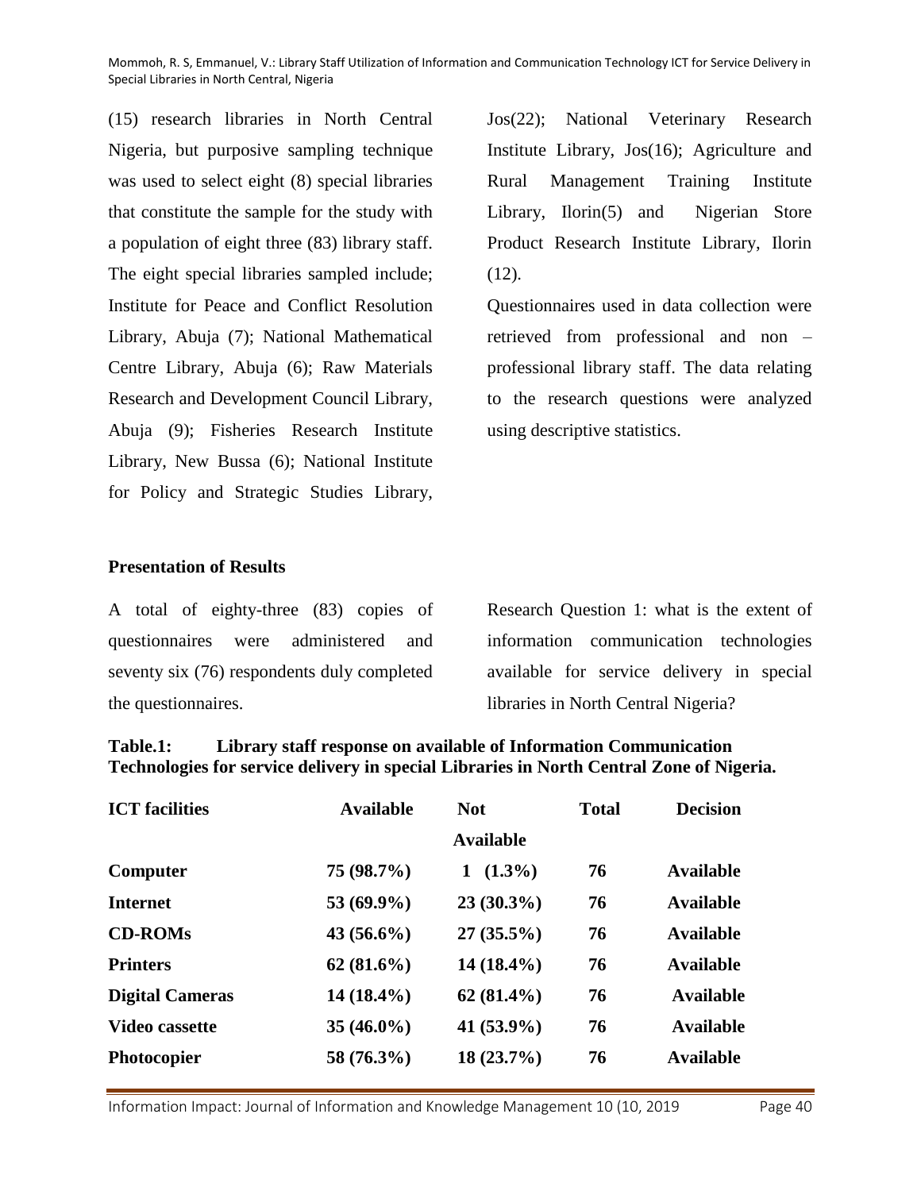(15) research libraries in North Central Nigeria, but purposive sampling technique was used to select eight (8) special libraries that constitute the sample for the study with a population of eight three (83) library staff. The eight special libraries sampled include; Institute for Peace and Conflict Resolution Library, Abuja (7); National Mathematical Centre Library, Abuja (6); Raw Materials Research and Development Council Library, Abuja (9); Fisheries Research Institute Library, New Bussa (6); National Institute for Policy and Strategic Studies Library, Jos(22); National Veterinary Research Institute Library, Jos(16); Agriculture and Rural Management Training Institute Library, Ilorin(5) and Nigerian Store Product Research Institute Library, Ilorin (12).

Questionnaires used in data collection were retrieved from professional and non – professional library staff. The data relating to the research questions were analyzed using descriptive statistics.

## Presentation of Results

A total of eighty-three (83) copies of questionnaires were administered and seventy six (76) respondents duly completed the questionnaires.

Research Question 1: what is the extent of information communication technologies available for service delivery in special libraries in North Central Nigeria?

**Table.1: Library staff response on available of Information Communication Technologies for service delivery in special Libraries in North Central Zone of Nigeria.**

| ICT facilities | Available | Not Available | Total | Decision |
|---|---|---|---|---|
| **Computer** | **75 (98.7%)** | **1 (1.3%)** | **76** | **Available** |
| **Internet** | **53 (69.9%)** | **23 (30.3%)** | **76** | **Available** |
| **CD-ROMs** | **43 (56.6%)** | **27 (35.5%)** | **76** | **Available** |
| **Printers** | **62 (81.6%)** | **14 (18.4%)** | **76** | **Available** |
| **Digital Cameras** | **14 (18.4%)** | **62 (81.4%)** | **76** | **Available** |
| **Video cassette** | **35 (46.0%)** | **41 (53.9%)** | **76** | **Available** |
| **Photocopier** | **58 (76.3%)** | **18 (23.7%)** | **76** | **Available** |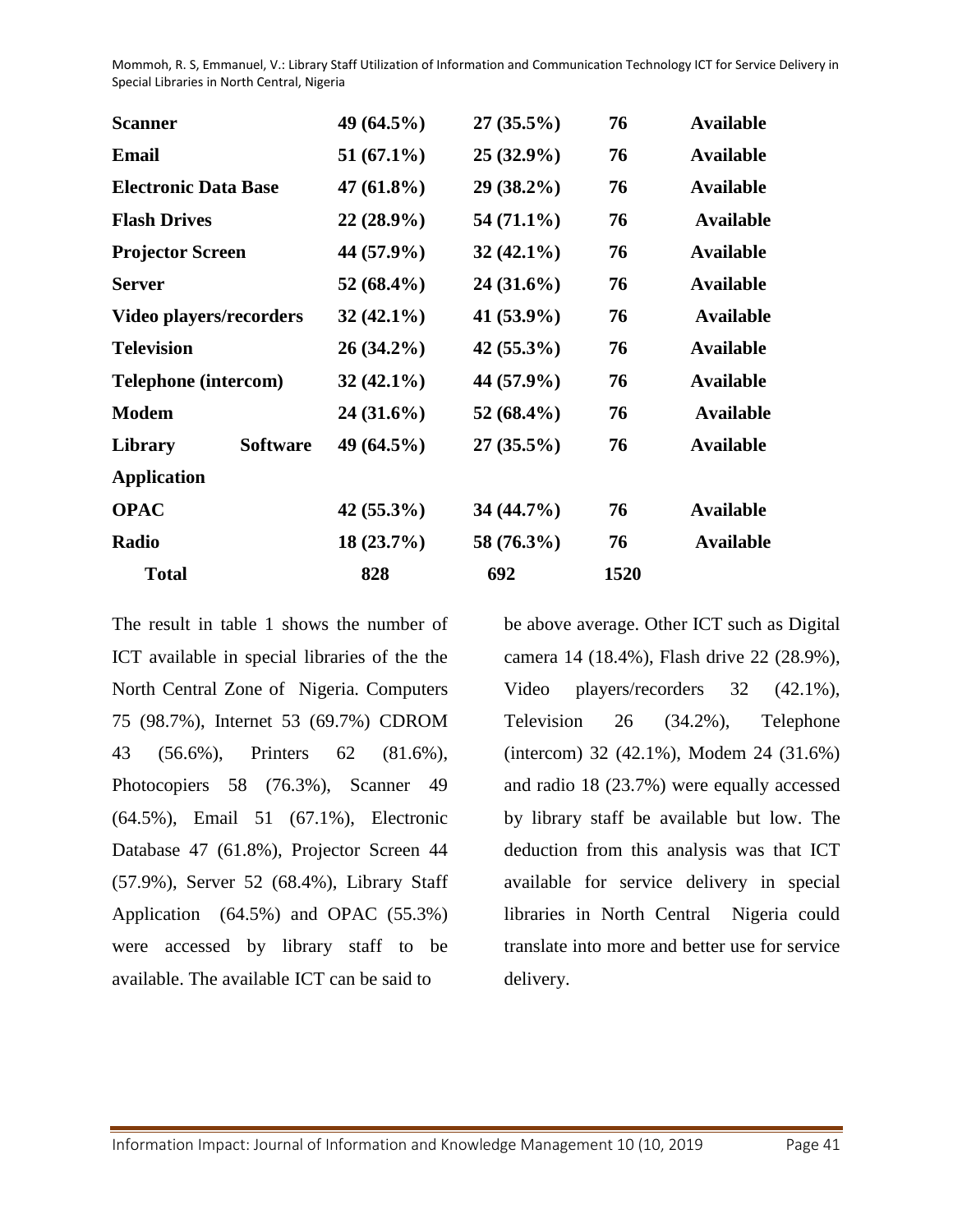| | | | | |
|---|---|---|---|---|
| **Scanner** | **49 (64.5%)** | **27 (35.5%)** | **76** | **Available** |
| **Email** | **51 (67.1%)** | **25 (32.9%)** | **76** | **Available** |
| **Electronic Data Base** | **47 (61.8%)** | **29 (38.2%)** | **76** | **Available** |
| **Flash Drives** | **22 (28.9%)** | **54 (71.1%)** | **76** | **Available** |
| **Projector Screen** | **44 (57.9%)** | **32 (42.1%)** | **76** | **Available** |
| **Server** | **52 (68.4%)** | **24 (31.6%)** | **76** | **Available** |
| **Video players/recorders** | **32 (42.1%)** | **41 (53.9%)** | **76** | **Available** |
| **Television** | **26 (34.2%)** | **42 (55.3%)** | **76** | **Available** |
| **Telephone (intercom)** | **32 (42.1%)** | **44 (57.9%)** | **76** | **Available** |
| **Modem** | **24 (31.6%)** | **52 (68.4%)** | **76** | **Available** |
| **Library Software Application** | **49 (64.5%)** | **27 (35.5%)** | **76** | **Available** |
| **OPAC** | **42 (55.3%)** | **34 (44.7%)** | **76** | **Available** |
| **Radio** | **18 (23.7%)** | **58 (76.3%)** | **76** | **Available** |
| **Total** | **828** | **692** | **1520** | |

The result in table 1 shows the number of ICT available in special libraries of the the North Central Zone of Nigeria. Computers 75 (98.7%), Internet 53 (69.7%) CDROM 43 (56.6%), Printers 62 (81.6%), Photocopiers 58 (76.3%), Scanner 49 (64.5%), Email 51 (67.1%), Electronic Database 47 (61.8%), Projector Screen 44 (57.9%), Server 52 (68.4%), Library Staff Application (64.5%) and OPAC (55.3%) were accessed by library staff to be available. The available ICT can be said to be above average. Other ICT such as Digital camera 14 (18.4%), Flash drive 22 (28.9%), Video players/recorders 32 (42.1%), Television 26 (34.2%), Telephone (intercom) 32 (42.1%), Modem 24 (31.6%) and radio 18 (23.7%) were equally accessed by library staff be available but low. The deduction from this analysis was that ICT available for service delivery in special libraries in North Central Nigeria could translate into more and better use for service delivery.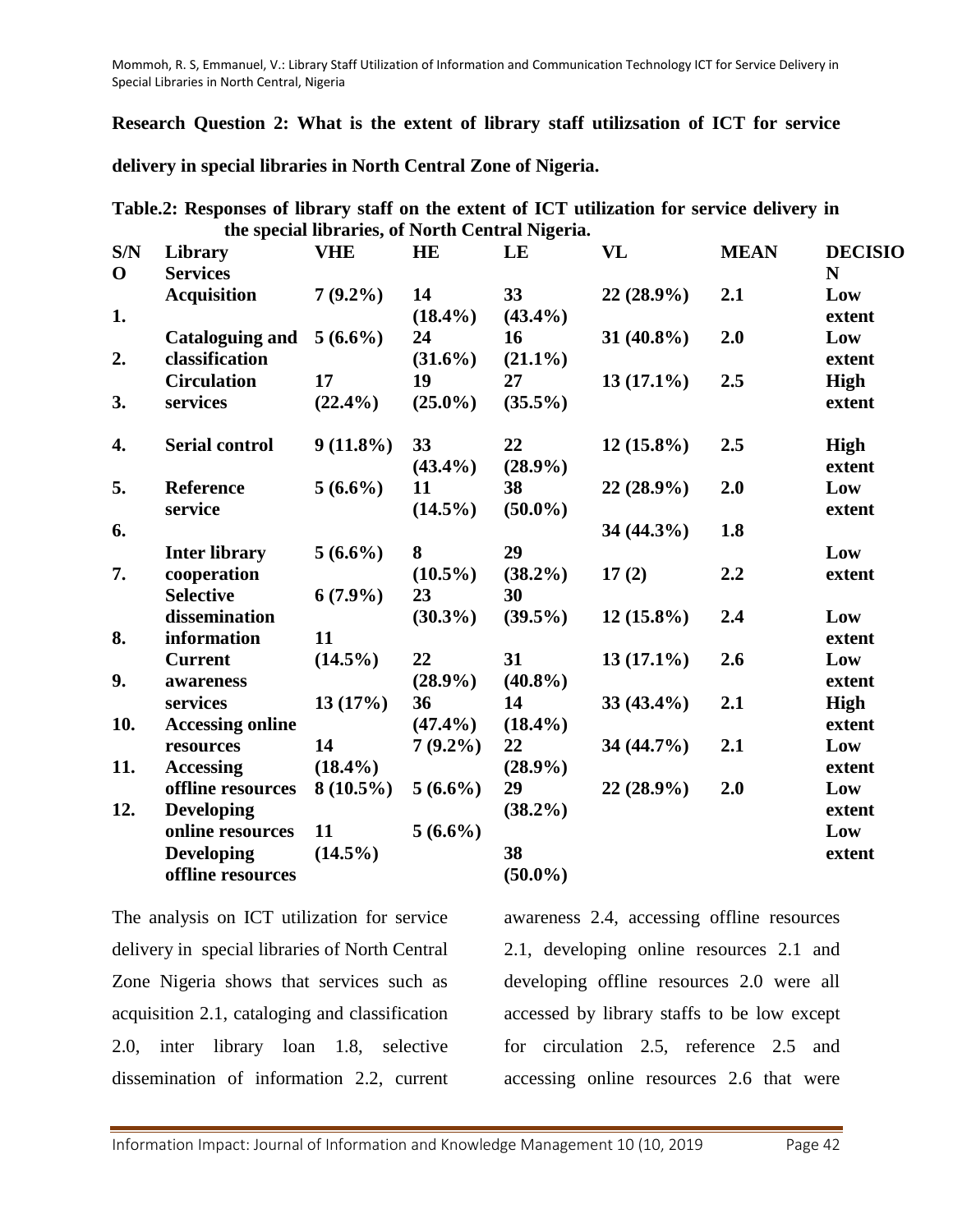**Research Question 2: What is the extent of library staff utilizsation of ICT for service delivery in special libraries in North Central Zone of Nigeria.**

**Table.2: Responses of library staff on the extent of ICT utilization for service delivery in the special libraries, of North Central Nigeria.**

| S/N O | Library Services | VHE | HE | LE | VL | MEAN | DECISION |
|---|---|---|---|---|---|---|---|
| 1. | Acquisition | 7 (9.2%) | 14 (18.4%) | 33 (43.4%) | 22 (28.9%) | 2.1 | Low extent |
| 2. | Cataloguing and classification | 5 (6.6%) | 24 (31.6%) | 16 (21.1%) | 31 (40.8%) | 2.0 | Low extent |
| 3. | Circulation services | 17 (22.4%) | 19 (25.0%) | 27 (35.5%) | 13 (17.1%) | 2.5 | High extent |
| 4. | Serial control | 9 (11.8%) | 33 (43.4%) | 22 (28.9%) | 12 (15.8%) | 2.5 | High extent |
| 5. | Reference service | 5 (6.6%) | 11 (14.5%) | 38 (50.0%) | 22 (28.9%) | 2.0 | Low extent |
| 6. | | | | | 34 (44.3%) | 1.8 | |
| 7. | Inter library cooperation | 5 (6.6%) | 8 (10.5%) | 29 (38.2%) | 17 (2) | 2.2 | Low extent |
| 8. | Selective dissemination information | 6 (7.9%) 11 | 23 (30.3%) | 30 (39.5%) | 12 (15.8%) | 2.4 | Low extent |
| 9. | Current awareness | (14.5%) | 22 (28.9%) | 31 (40.8%) | 13 (17.1%) | 2.6 | Low extent |
| 10. | services Accessing online | 13 (17%) | 36 (47.4%) | 14 (18.4%) | 33 (43.4%) | 2.1 | High extent |
| 11. | resources Accessing | 14 (18.4%) | 7 (9.2%) | 22 (28.9%) | 34 (44.7%) | 2.1 | Low extent |
| 12. | offline resources Developing | 8 (10.5%) | 5 (6.6%) | 29 (38.2%) | 22 (28.9%) | 2.0 | Low extent |
| | online resources Developing offline resources | 11 (14.5%) | 5 (6.6%) | 38 (50.0%) | | | Low extent |

The analysis on ICT utilization for service delivery in special libraries of North Central Zone Nigeria shows that services such as acquisition 2.1, cataloging and classification 2.0, inter library loan 1.8, selective dissemination of information 2.2, current awareness 2.4, accessing offline resources 2.1, developing online resources 2.1 and developing offline resources 2.0 were all accessed by library staffs to be low except for circulation 2.5, reference 2.5 and accessing online resources 2.6 that were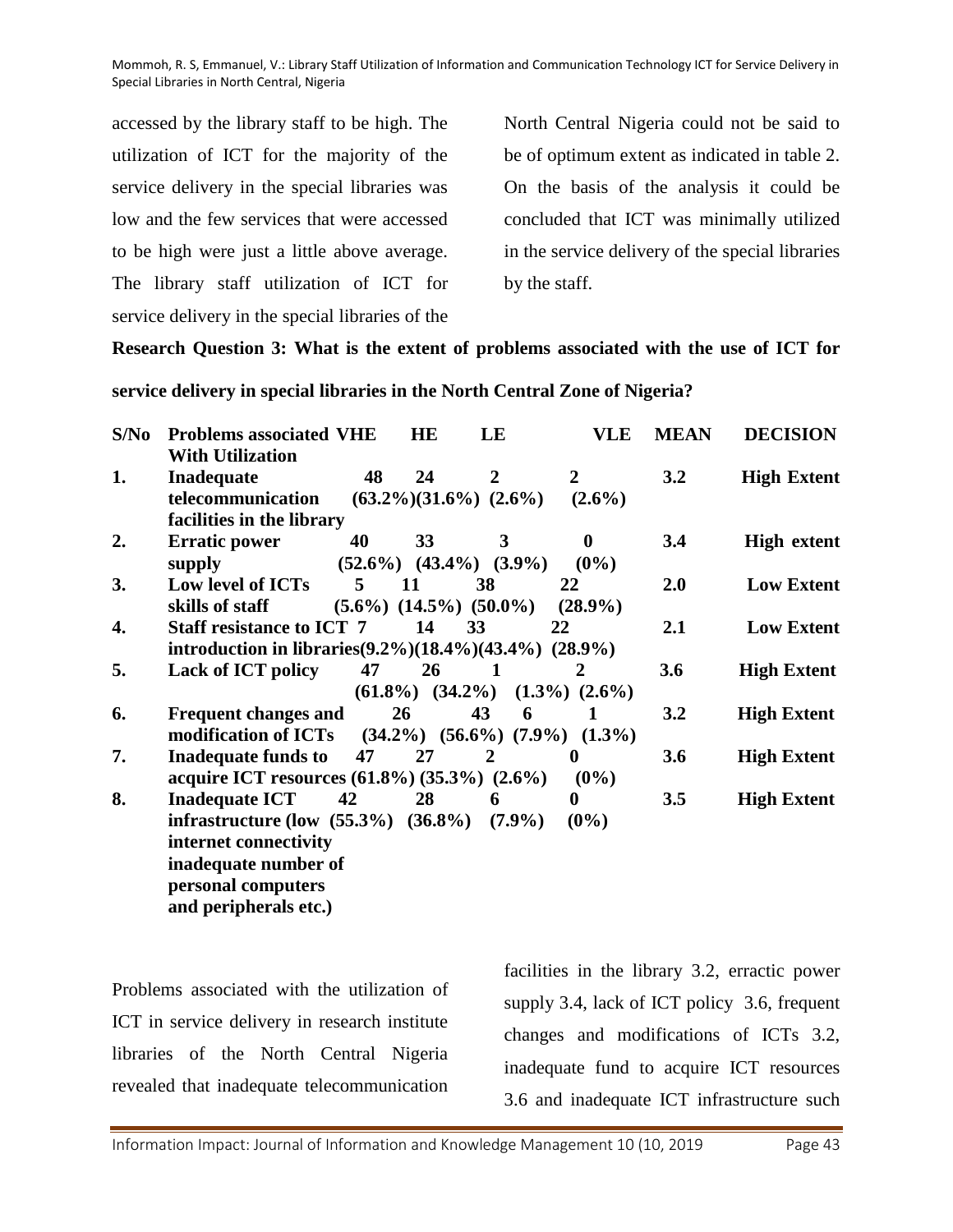accessed by the library staff to be high. The utilization of ICT for the majority of the service delivery in the special libraries was low and the few services that were accessed to be high were just a little above average. The library staff utilization of ICT for service delivery in the special libraries of the North Central Nigeria could not be said to be of optimum extent as indicated in table 2. On the basis of the analysis it could be concluded that ICT was minimally utilized in the service delivery of the special libraries by the staff.

**Research Question 3: What is the extent of problems associated with the use of ICT for service delivery in special libraries in the North Central Zone of Nigeria?**

| S/No | Problems associated With Utilization | VHE | HE | LE | VLE | MEAN | DECISION |
|---|---|---|---|---|---|---|---|
| 1. | Inadequate telecommunication facilities in the library | 48 (63.2%) | 24 (31.6%) | 2 (2.6%) | 2 (2.6%) | 3.2 | High Extent |
| 2. | Erratic power supply | 40 (52.6%) | 33 (43.4%) | 3 (3.9%) | 0 (0%) | 3.4 | High extent |
| 3. | Low level of ICTs skills of staff | 5 (5.6%) | 11 (14.5%) | 38 (50.0%) | 22 (28.9%) | 2.0 | Low Extent |
| 4. | Staff resistance to ICT introduction in libraries | 7 (9.2%) | 14 (18.4%) | 33 (43.4%) | 22 (28.9%) | 2.1 | Low Extent |
| 5. | Lack of ICT policy | 47 (61.8%) | 26 (34.2%) | 1 (1.3%) | 2 (2.6%) | 3.6 | High Extent |
| 6. | Frequent changes and modification of ICTs | 26 (34.2%) | 43 (56.6%) | 6 (7.9%) | 1 (1.3%) | 3.2 | High Extent |
| 7. | Inadequate funds to acquire ICT resources | 47 (61.8%) | 27 (35.3%) | 2 (2.6%) | 0 (0%) | 3.6 | High Extent |
| 8. | Inadequate ICT infrastructure (low internet connectivity inadequate number of personal computers and peripherals etc.) | 42 (55.3%) | 28 (36.8%) | 6 (7.9%) | 0 (0%) | 3.5 | High Extent |

Problems associated with the utilization of ICT in service delivery in research institute libraries of the North Central Nigeria revealed that inadequate telecommunication facilities in the library 3.2, erractic power supply 3.4, lack of ICT policy 3.6, frequent changes and modifications of ICTs 3.2, inadequate fund to acquire ICT resources 3.6 and inadequate ICT infrastructure such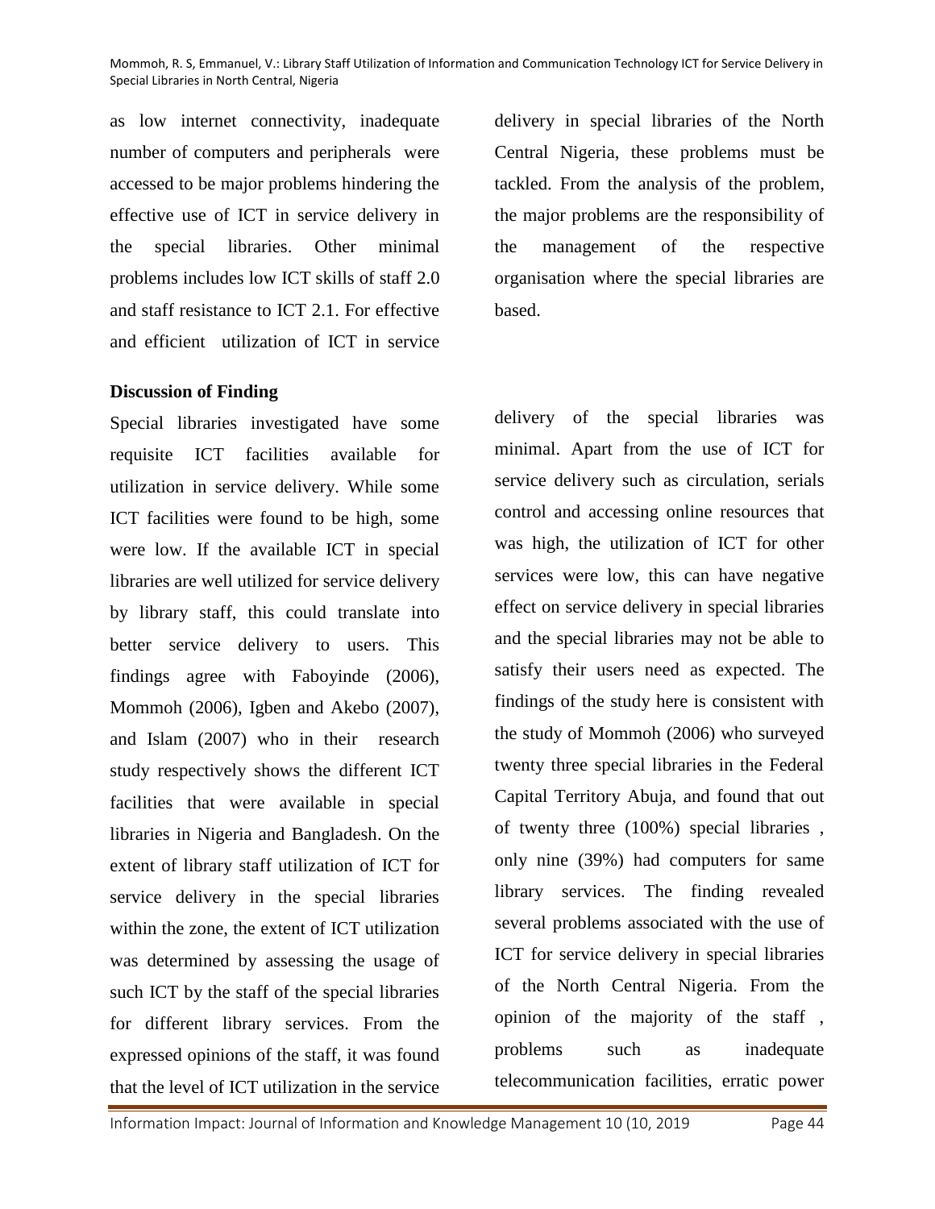as low internet connectivity, inadequate number of computers and peripherals were accessed to be major problems hindering the effective use of ICT in service delivery in the special libraries. Other minimal problems includes low ICT skills of staff 2.0 and staff resistance to ICT 2.1. For effective and efficient utilization of ICT in service delivery in special libraries of the North Central Nigeria, these problems must be tackled. From the analysis of the problem, the major problems are the responsibility of the management of the respective organisation where the special libraries are based.

**Discussion of Finding**

Special libraries investigated have some requisite ICT facilities available for utilization in service delivery. While some ICT facilities were found to be high, some were low. If the available ICT in special libraries are well utilized for service delivery by library staff, this could translate into better service delivery to users. This findings agree with Faboyinde (2006), Mommoh (2006), Igben and Akebo (2007), and Islam (2007) who in their research study respectively shows the different ICT facilities that were available in special libraries in Nigeria and Bangladesh. On the extent of library staff utilization of ICT for service delivery in the special libraries within the zone, the extent of ICT utilization was determined by assessing the usage of such ICT by the staff of the special libraries for different library services. From the expressed opinions of the staff, it was found that the level of ICT utilization in the service delivery of the special libraries was minimal. Apart from the use of ICT for service delivery such as circulation, serials control and accessing online resources that was high, the utilization of ICT for other services were low, this can have negative effect on service delivery in special libraries and the special libraries may not be able to satisfy their users need as expected. The findings of the study here is consistent with the study of Mommoh (2006) who surveyed twenty three special libraries in the Federal Capital Territory Abuja, and found that out of twenty three (100%) special libraries , only nine (39%) had computers for same library services. The finding revealed several problems associated with the use of ICT for service delivery in special libraries of the North Central Nigeria. From the opinion of the majority of the staff , problems such as inadequate telecommunication facilities, erratic power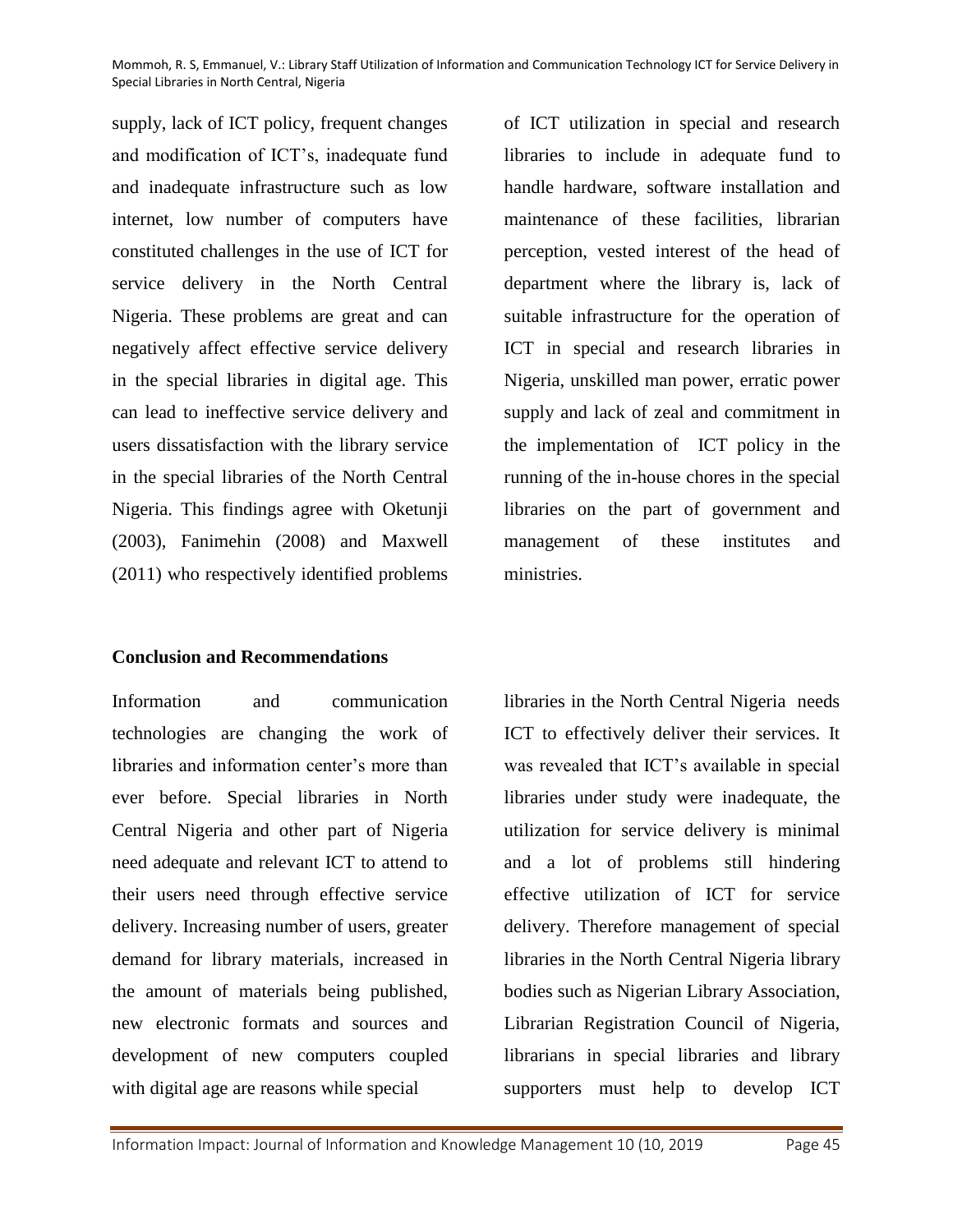supply, lack of ICT policy, frequent changes and modification of ICT's, inadequate fund and inadequate infrastructure such as low internet, low number of computers have constituted challenges in the use of ICT for service delivery in the North Central Nigeria. These problems are great and can negatively affect effective service delivery in the special libraries in digital age. This can lead to ineffective service delivery and users dissatisfaction with the library service in the special libraries of the North Central Nigeria. This findings agree with Oketunji (2003), Fanimehin (2008) and Maxwell (2011) who respectively identified problems of ICT utilization in special and research libraries to include in adequate fund to handle hardware, software installation and maintenance of these facilities, librarian perception, vested interest of the head of department where the library is, lack of suitable infrastructure for the operation of ICT in special and research libraries in Nigeria, unskilled man power, erratic power supply and lack of zeal and commitment in the implementation of ICT policy in the running of the in-house chores in the special libraries on the part of government and management of these institutes and ministries.

**Conclusion and Recommendations**

Information and communication technologies are changing the work of libraries and information center's more than ever before. Special libraries in North Central Nigeria and other part of Nigeria need adequate and relevant ICT to attend to their users need through effective service delivery. Increasing number of users, greater demand for library materials, increased in the amount of materials being published, new electronic formats and sources and development of new computers coupled with digital age are reasons while special libraries in the North Central Nigeria needs ICT to effectively deliver their services. It was revealed that ICT's available in special libraries under study were inadequate, the utilization for service delivery is minimal and a lot of problems still hindering effective utilization of ICT for service delivery. Therefore management of special libraries in the North Central Nigeria library bodies such as Nigerian Library Association, Librarian Registration Council of Nigeria, librarians in special libraries and library supporters must help to develop ICT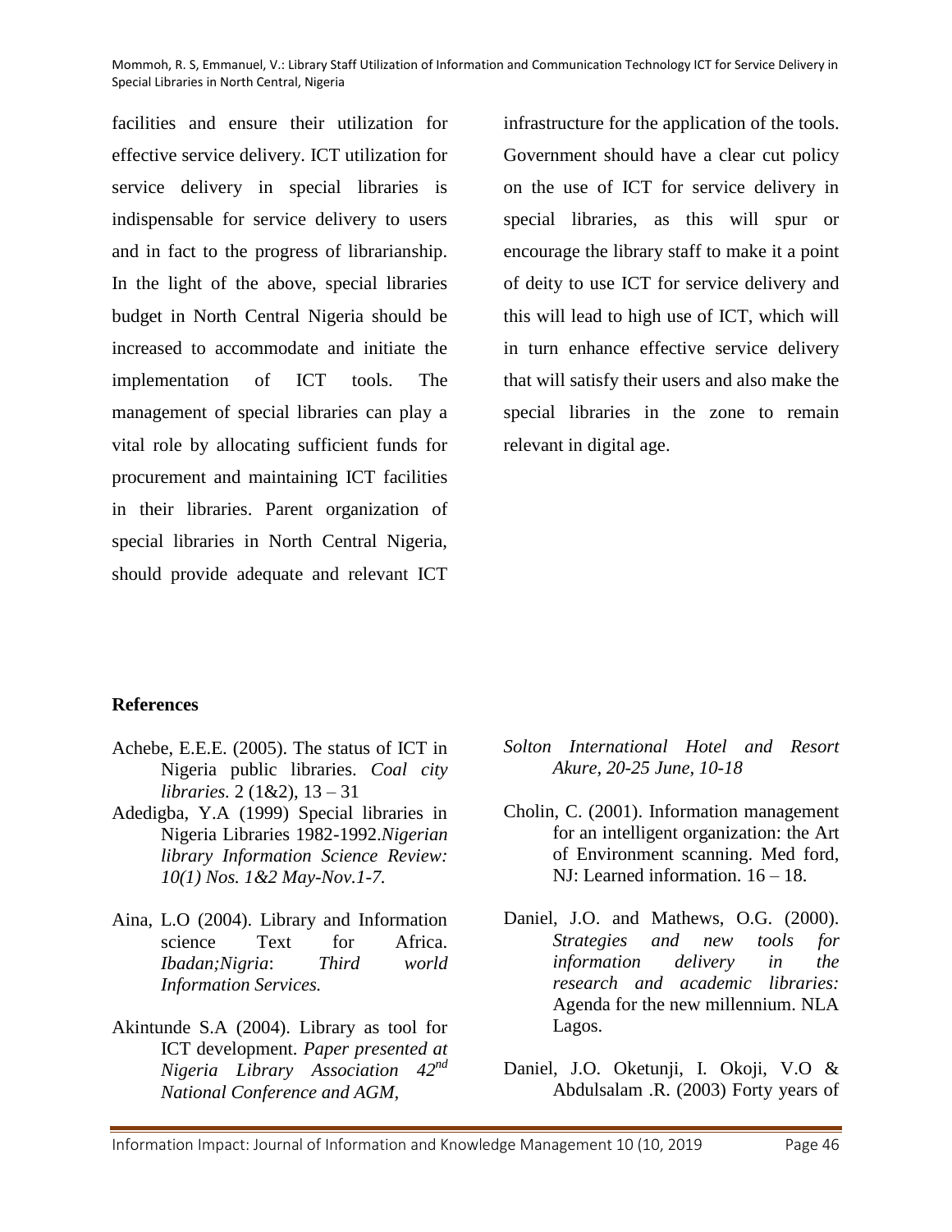facilities and ensure their utilization for effective service delivery. ICT utilization for service delivery in special libraries is indispensable for service delivery to users and in fact to the progress of librarianship. In the light of the above, special libraries budget in North Central Nigeria should be increased to accommodate and initiate the implementation of ICT tools. The management of special libraries can play a vital role by allocating sufficient funds for procurement and maintaining ICT facilities in their libraries. Parent organization of special libraries in North Central Nigeria, should provide adequate and relevant ICT infrastructure for the application of the tools. Government should have a clear cut policy on the use of ICT for service delivery in special libraries, as this will spur or encourage the library staff to make it a point of deity to use ICT for service delivery and this will lead to high use of ICT, which will in turn enhance effective service delivery that will satisfy their users and also make the special libraries in the zone to remain relevant in digital age.

## References

Achebe, E.E.E. (2005). The status of ICT in Nigeria public libraries. *Coal city libraries.* 2 (1&2), 13 – 31

Adedigba, Y.A (1999) Special libraries in Nigeria Libraries 1982-1992.*Nigerian library Information Science Review: 10(1) Nos. 1&2 May-Nov.1-7.*

Aina, L.O (2004). Library and Information science Text for Africa. *Ibadan;Nigria*: *Third world Information Services.*

Akintunde S.A (2004). Library as tool for ICT development. *Paper presented at Nigeria Library Association 42nd National Conference and AGM, Solton International Hotel and Resort Akure, 20-25 June, 10-18*

Cholin, C. (2001). Information management for an intelligent organization: the Art of Environment scanning. Med ford, NJ: Learned information. 16 – 18.

Daniel, J.O. and Mathews, O.G. (2000). *Strategies and new tools for information delivery in the research and academic libraries:* Agenda for the new millennium. NLA Lagos.

Daniel, J.O. Oketunji, I. Okoji, V.O & Abdulsalam .R. (2003) Forty years of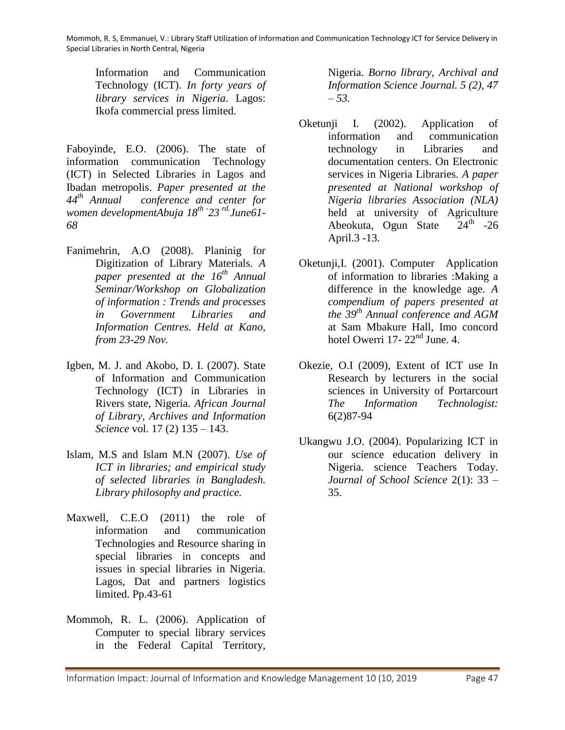Information and Communication Technology (ICT). *In forty years of library services in Nigeria.* Lagos: Ikofa commercial press limited.

Faboyinde, E.O. (2006). The state of information communication Technology (ICT) in Selected Libraries in Lagos and Ibadan metropolis. *Paper presented at the 44th Annual conference and center for women developmentAbuja 18th -23 rd. June61-68*

Fanimehrin, A.O (2008). Planinig for Digitization of Library Materials. *A paper presented at the 16th Annual Seminar/Workshop on Globalization of information : Trends and processes in Government Libraries and Information Centres. Held at Kano, from 23-29 Nov.*

Igben, M. J. and Akobo, D. I. (2007). State of Information and Communication Technology (ICT) in Libraries in Rivers state, Nigeria. *African Journal of Library, Archives and Information Science* vol. 17 (2) 135 – 143.

Islam, M.S and Islam M.N (2007). *Use of ICT in libraries; and empirical study of selected libraries in Bangladesh. Library philosophy and practice.*

Maxwell, C.E.O (2011) the role of information and communication Technologies and Resource sharing in special libraries in concepts and issues in special libraries in Nigeria. Lagos, Dat and partners logistics limited. Pp.43-61

Mommoh, R. L. (2006). Application of Computer to special library services in the Federal Capital Territory, Nigeria. *Borno library, Archival and Information Science Journal. 5 (2), 47 – 53.*

Oketunji I. (2002). Application of information and communication technology in Libraries and documentation centers. On Electronic services in Nigeria Libraries. *A paper presented at National workshop of Nigeria libraries Association (NLA)* held at university of Agriculture Abeokuta, Ogun State 24th -26 April.3 -13.

Oketunji,I. (2001). Computer Application of information to libraries :Making a difference in the knowledge age. *A compendium of papers presented at the 39th Annual conference and AGM* at Sam Mbakure Hall, Imo concord hotel Owerri 17- 22nd June. 4.

Okezie, O.I (2009), Extent of ICT use In Research by lecturers in the social sciences in University of Portarcourt *The Information Technologist:* 6(2)87-94

Ukangwu J.O. (2004). Popularizing ICT in our science education delivery in Nigeria. science Teachers Today. *Journal of School Science* 2(1): 33 – 35.